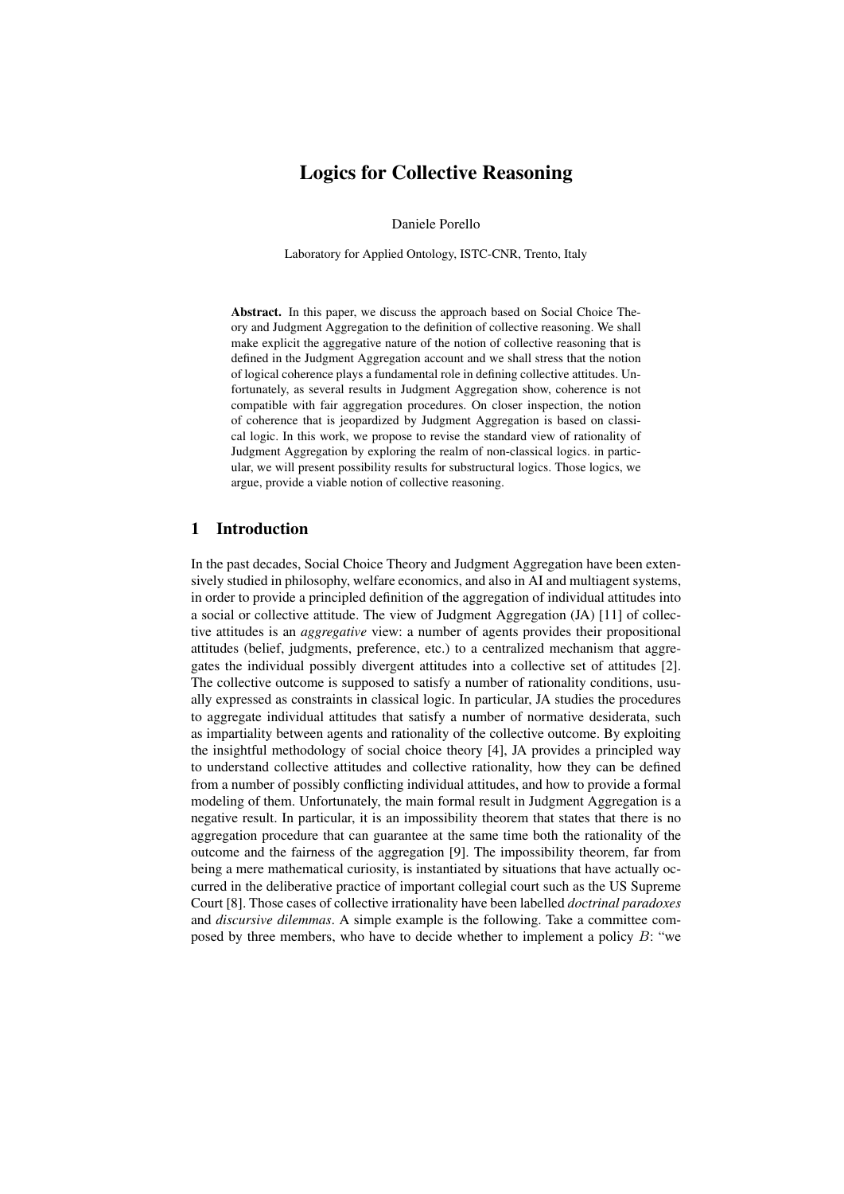# Logics for Collective Reasoning

Daniele Porello

Laboratory for Applied Ontology, ISTC-CNR, Trento, Italy

**Abstract.** In this paper, we discuss the approach based on Social Choice Theory and Judgment Aggregation to the definition of collective reasoning. We shall make explicit the aggregative nature of the notion of collective reasoning that is defined in the Judgment Aggregation account and we shall stress that the notion of logical coherence plays a fundamental role in defining collective attitudes. Unfortunately, as several results in Judgment Aggregation show, coherence is not compatible with fair aggregation procedures. On closer inspection, the notion of coherence that is jeopardized by Judgment Aggregation is based on classical logic. In this work, we propose to revise the standard view of rationality of Judgment Aggregation by exploring the realm of non-classical logics. in particular, we will present possibility results for substructural logics. Those logics, we argue, provide a viable notion of collective reasoning.

## 1 Introduction

In the past decades, Social Choice Theory and Judgment Aggregation have been extensively studied in philosophy, welfare economics, and also in AI and multiagent systems, in order to provide a principled definition of the aggregation of individual attitudes into a social or collective attitude. The view of Judgment Aggregation (JA) [11] of collective attitudes is an *aggregative* view: a number of agents provides their propositional attitudes (belief, judgments, preference, etc.) to a centralized mechanism that aggregates the individual possibly divergent attitudes into a collective set of attitudes [2]. The collective outcome is supposed to satisfy a number of rationality conditions, usually expressed as constraints in classical logic. In particular, JA studies the procedures to aggregate individual attitudes that satisfy a number of normative desiderata, such as impartiality between agents and rationality of the collective outcome. By exploiting the insightful methodology of social choice theory [4], JA provides a principled way to understand collective attitudes and collective rationality, how they can be defined from a number of possibly conflicting individual attitudes, and how to provide a formal modeling of them. Unfortunately, the main formal result in Judgment Aggregation is a negative result. In particular, it is an impossibility theorem that states that there is no aggregation procedure that can guarantee at the same time both the rationality of the outcome and the fairness of the aggregation [9]. The impossibility theorem, far from being a mere mathematical curiosity, is instantiated by situations that have actually occurred in the deliberative practice of important collegial court such as the US Supreme Court [8]. Those cases of collective irrationality have been labelled *doctrinal paradoxes* and *discursive dilemmas*. A simple example is the following. Take a committee composed by three members, who have to decide whether to implement a policy $B$: "we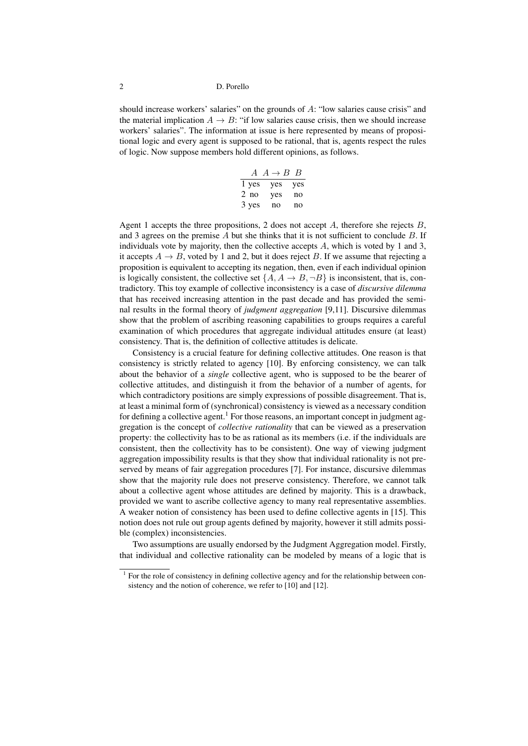should increase workers' salaries" on the grounds of $A$: "low salaries cause crisis" and the material implication $A \to B$: "if low salaries cause crisis, then we should increase workers' salaries". The information at issue is here represented by means of propositional logic and every agent is supposed to be rational, that is, agents respect the rules of logic. Now suppose members hold different opinions, as follows.

| | $A$ | $A \to B$ | $B$ |
|---|---|---|---|
| 1 | yes | yes | yes |
| 2 | no | yes | no |
| 3 | yes | no | no |

Agent 1 accepts the three propositions, 2 does not accept $A$, therefore she rejects $B$, and 3 agrees on the premise $A$ but she thinks that it is not sufficient to conclude $B$. If individuals vote by majority, then the collective accepts $A$, which is voted by 1 and 3, it accepts $A \to B$, voted by 1 and 2, but it does reject $B$. If we assume that rejecting a proposition is equivalent to accepting its negation, then, even if each individual opinion is logically consistent, the collective set $\{A, A \to B, \neg B\}$ is inconsistent, that is, contradictory. This toy example of collective inconsistency is a case of *discursive dilemma* that has received increasing attention in the past decade and has provided the seminal results in the formal theory of *judgment aggregation* [9,11]. Discursive dilemmas show that the problem of ascribing reasoning capabilities to groups requires a careful examination of which procedures that aggregate individual attitudes ensure (at least) consistency. That is, the definition of collective attitudes is delicate.

Consistency is a crucial feature for defining collective attitudes. One reason is that consistency is strictly related to agency [10]. By enforcing consistency, we can talk about the behavior of a *single* collective agent, who is supposed to be the bearer of collective attitudes, and distinguish it from the behavior of a number of agents, for which contradictory positions are simply expressions of possible disagreement. That is, at least a minimal form of (synchronical) consistency is viewed as a necessary condition for defining a collective agent.[1] For those reasons, an important concept in judgment aggregation is the concept of *collective rationality* that can be viewed as a preservation property: the collectivity has to be as rational as its members (i.e. if the individuals are consistent, then the collectivity has to be consistent). One way of viewing judgment aggregation impossibility results is that they show that individual rationality is not preserved by means of fair aggregation procedures [7]. For instance, discursive dilemmas show that the majority rule does not preserve consistency. Therefore, we cannot talk about a collective agent whose attitudes are defined by majority. This is a drawback, provided we want to ascribe collective agency to many real representative assemblies. A weaker notion of consistency has been used to define collective agents in [15]. This notion does not rule out group agents defined by majority, however it still admits possible (complex) inconsistencies.

Two assumptions are usually endorsed by the Judgment Aggregation model. Firstly, that individual and collective rationality can be modeled by means of a logic that is

[1] For the role of consistency in defining collective agency and for the relationship between consistency and the notion of coherence, we refer to [10] and [12].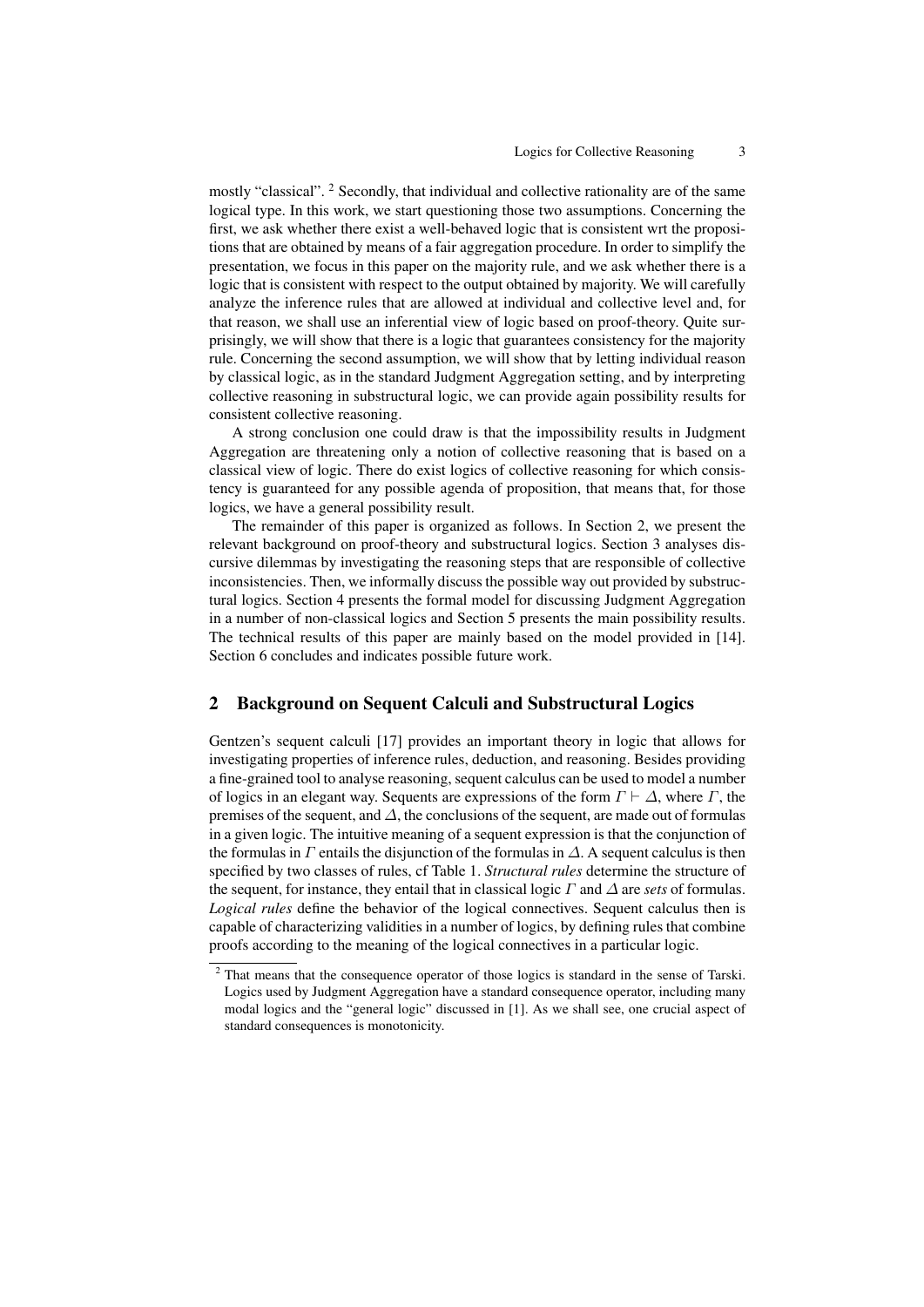mostly "classical". [2] Secondly, that individual and collective rationality are of the same logical type. In this work, we start questioning those two assumptions. Concerning the first, we ask whether there exist a well-behaved logic that is consistent wrt the propositions that are obtained by means of a fair aggregation procedure. In order to simplify the presentation, we focus in this paper on the majority rule, and we ask whether there is a logic that is consistent with respect to the output obtained by majority. We will carefully analyze the inference rules that are allowed at individual and collective level and, for that reason, we shall use an inferential view of logic based on proof-theory. Quite surprisingly, we will show that there is a logic that guarantees consistency for the majority rule. Concerning the second assumption, we will show that by letting individual reason by classical logic, as in the standard Judgment Aggregation setting, and by interpreting collective reasoning in substructural logic, we can provide again possibility results for consistent collective reasoning.

A strong conclusion one could draw is that the impossibility results in Judgment Aggregation are threatening only a notion of collective reasoning that is based on a classical view of logic. There do exist logics of collective reasoning for which consistency is guaranteed for any possible agenda of proposition, that means that, for those logics, we have a general possibility result.

The remainder of this paper is organized as follows. In Section 2, we present the relevant background on proof-theory and substructural logics. Section 3 analyses discursive dilemmas by investigating the reasoning steps that are responsible of collective inconsistencies. Then, we informally discuss the possible way out provided by substructural logics. Section 4 presents the formal model for discussing Judgment Aggregation in a number of non-classical logics and Section 5 presents the main possibility results. The technical results of this paper are mainly based on the model provided in [14]. Section 6 concludes and indicates possible future work.

## 2 Background on Sequent Calculi and Substructural Logics

Gentzen's sequent calculi [17] provides an important theory in logic that allows for investigating properties of inference rules, deduction, and reasoning. Besides providing a fine-grained tool to analyse reasoning, sequent calculus can be used to model a number of logics in an elegant way. Sequents are expressions of the form $\Gamma \vdash \Delta$, where $\Gamma$, the premises of the sequent, and $\Delta$, the conclusions of the sequent, are made out of formulas in a given logic. The intuitive meaning of a sequent expression is that the conjunction of the formulas in $\Gamma$ entails the disjunction of the formulas in $\Delta$. A sequent calculus is then specified by two classes of rules, cf Table 1. *Structural rules* determine the structure of the sequent, for instance, they entail that in classical logic $\Gamma$ and $\Delta$ are *sets* of formulas. *Logical rules* define the behavior of the logical connectives. Sequent calculus then is capable of characterizing validities in a number of logics, by defining rules that combine proofs according to the meaning of the logical connectives in a particular logic.

[2] That means that the consequence operator of those logics is standard in the sense of Tarski. Logics used by Judgment Aggregation have a standard consequence operator, including many modal logics and the "general logic" discussed in [1]. As we shall see, one crucial aspect of standard consequences is monotonicity.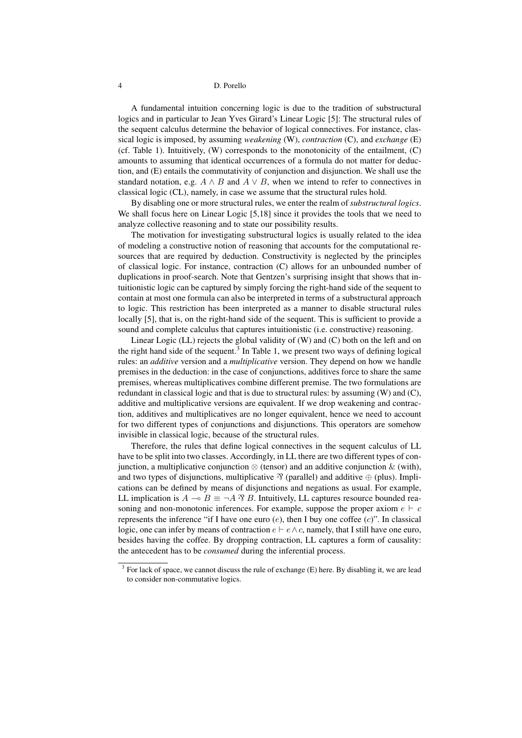A fundamental intuition concerning logic is due to the tradition of substructural logics and in particular to Jean Yves Girard's Linear Logic [5]: The structural rules of the sequent calculus determine the behavior of logical connectives. For instance, classical logic is imposed, by assuming *weakening* (W), *contraction* (C), and *exchange* (E) (cf. Table 1). Intuitively, (W) corresponds to the monotonicity of the entailment, (C) amounts to assuming that identical occurrences of a formula do not matter for deduction, and (E) entails the commutativity of conjunction and disjunction. We shall use the standard notation, e.g. $A \wedge B$ and $A \vee B$, when we intend to refer to connectives in classical logic (CL), namely, in case we assume that the structural rules hold.

By disabling one or more structural rules, we enter the realm of *substructural logics*. We shall focus here on Linear Logic [5,18] since it provides the tools that we need to analyze collective reasoning and to state our possibility results.

The motivation for investigating substructural logics is usually related to the idea of modeling a constructive notion of reasoning that accounts for the computational resources that are required by deduction. Constructivity is neglected by the principles of classical logic. For instance, contraction (C) allows for an unbounded number of duplications in proof-search. Note that Gentzen's surprising insight that shows that intuitionistic logic can be captured by simply forcing the right-hand side of the sequent to contain at most one formula can also be interpreted in terms of a substructural approach to logic. This restriction has been interpreted as a manner to disable structural rules locally [5], that is, on the right-hand side of the sequent. This is sufficient to provide a sound and complete calculus that captures intuitionistic (i.e. constructive) reasoning.

Linear Logic (LL) rejects the global validity of (W) and (C) both on the left and on the right hand side of the sequent.[3] In Table 1, we present two ways of defining logical rules: an *additive* version and a *multiplicative* version. They depend on how we handle premises in the deduction: in the case of conjunctions, additives force to share the same premises, whereas multiplicatives combine different premise. The two formulations are redundant in classical logic and that is due to structural rules: by assuming (W) and (C), additive and multiplicative versions are equivalent. If we drop weakening and contraction, additives and multiplicatives are no longer equivalent, hence we need to account for two different types of conjunctions and disjunctions. This operators are somehow invisible in classical logic, because of the structural rules.

Therefore, the rules that define logical connectives in the sequent calculus of LL have to be split into two classes. Accordingly, in LL there are two different types of conjunction, a multiplicative conjunction $\otimes$ (tensor) and an additive conjunction $\&$ (with), and two types of disjunctions, multiplicative $\parr$ (parallel) and additive $\oplus$ (plus). Implications can be defined by means of disjunctions and negations as usual. For example, LL implication is $A \multimap B \equiv \neg A \parr B$. Intuitively, LL captures resource bounded reasoning and non-monotonic inferences. For example, suppose the proper axiom $e \vdash c$ represents the inference "if I have one euro ($e$), then I buy one coffee ($c$)". In classical logic, one can infer by means of contraction $e \vdash e \wedge c$, namely, that I still have one euro, besides having the coffee. By dropping contraction, LL captures a form of causality: the antecedent has to be *consumed* during the inferential process.

[3] For lack of space, we cannot discuss the rule of exchange (E) here. By disabling it, we are lead to consider non-commutative logics.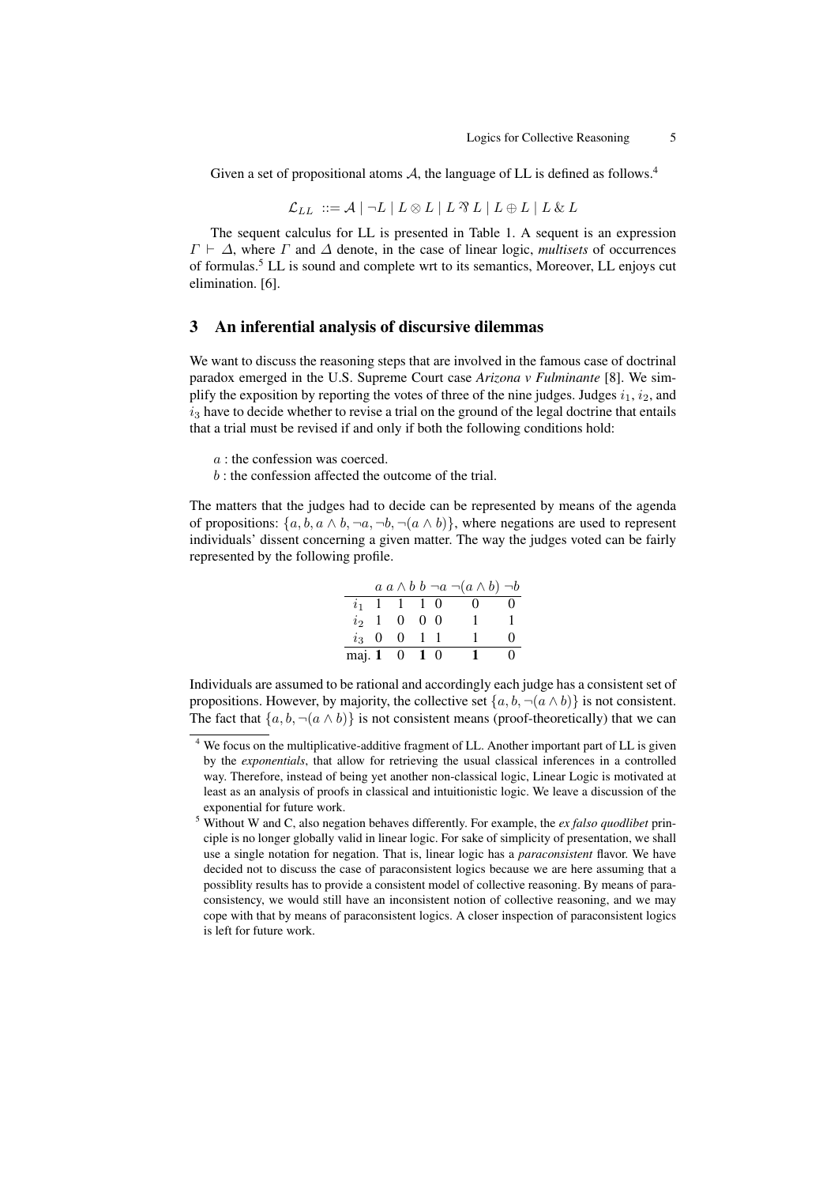Given a set of propositional atoms $\mathcal{A}$, the language of LL is defined as follows.[4]

$$\mathcal{L}_{LL} ::= \mathcal{A} \mid \neg L \mid L \otimes L \mid L \parr L \mid L \oplus L \mid L \,\&\, L$$

The sequent calculus for LL is presented in Table 1. A sequent is an expression $\Gamma \vdash \Delta$, where $\Gamma$ and $\Delta$ denote, in the case of linear logic, *multisets* of occurrences of formulas.[5] LL is sound and complete wrt to its semantics, Moreover, LL enjoys cut elimination. [6].

## 3 An inferential analysis of discursive dilemmas

We want to discuss the reasoning steps that are involved in the famous case of doctrinal paradox emerged in the U.S. Supreme Court case *Arizona v Fulminante* [8]. We simplify the exposition by reporting the votes of three of the nine judges. Judges $i_1$, $i_2$, and $i_3$ have to decide whether to revise a trial on the ground of the legal doctrine that entails that a trial must be revised if and only if both the following conditions hold:

- $a$ : the confession was coerced.
- $b$ : the confession affected the outcome of the trial.

The matters that the judges had to decide can be represented by means of the agenda of propositions: $\{a, b, a \wedge b, \neg a, \neg b, \neg(a \wedge b)\}$, where negations are used to represent individuals' dissent concerning a given matter. The way the judges voted can be fairly represented by the following profile.

| | $a$ | $a \wedge b$ | $b$ | $\neg a$ | $\neg(a \wedge b)$ | $\neg b$ |
|---|---|---|---|---|---|---|
| $i_1$ | 1 | 1 | 1 | 0 | 0 | 0 |
| $i_2$ | 1 | 0 | 0 | 0 | 1 | 1 |
| $i_3$ | 0 | 0 | 1 | 1 | 1 | 0 |
| maj. | **1** | 0 | **1** | 0 | **1** | 0 |

Individuals are assumed to be rational and accordingly each judge has a consistent set of propositions. However, by majority, the collective set $\{a, b, \neg(a \wedge b)\}$ is not consistent. The fact that $\{a, b, \neg(a \wedge b)\}$ is not consistent means (proof-theoretically) that we can

[4] We focus on the multiplicative-additive fragment of LL. Another important part of LL is given by the *exponentials*, that allow for retrieving the usual classical inferences in a controlled way. Therefore, instead of being yet another non-classical logic, Linear Logic is motivated at least as an analysis of proofs in classical and intuitionistic logic. We leave a discussion of the exponential for future work.

[5] Without W and C, also negation behaves differently. For example, the *ex falso quodlibet* principle is no longer globally valid in linear logic. For sake of simplicity of presentation, we shall use a single notation for negation. That is, linear logic has a *paraconsistent* flavor. We have decided not to discuss the case of paraconsistent logics because we are here assuming that a possiblity results has to provide a consistent model of collective reasoning. By means of paraconsistency, we would still have an inconsistent notion of collective reasoning, and we may cope with that by means of paraconsistent logics. A closer inspection of paraconsistent logics is left for future work.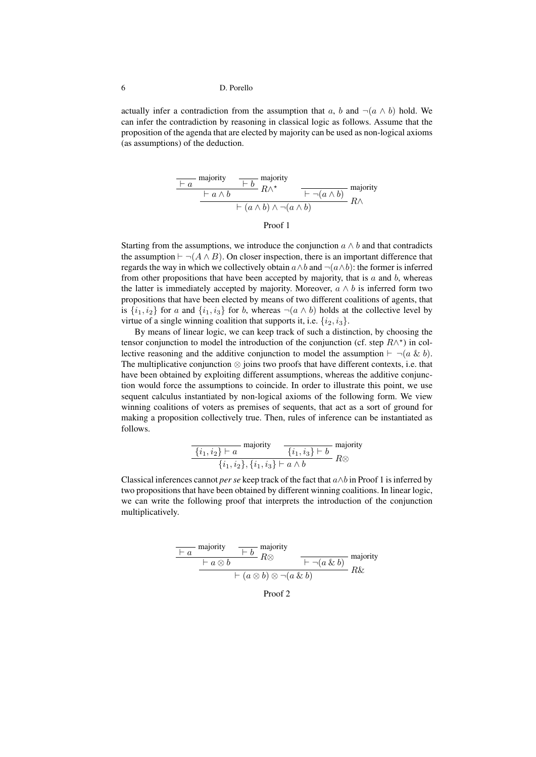actually infer a contradiction from the assumption that $a$, $b$ and $\neg(a \wedge b)$ hold. We can infer the contradiction by reasoning in classical logic as follows. Assume that the proposition of the agenda that are elected by majority can be used as non-logical axioms (as assumptions) of the deduction.

$$
\dfrac{\dfrac{\dfrac{}{\vdash a}\text{ majority} \quad \dfrac{}{\vdash b}\text{ majority}}{\vdash a \wedge b}R\wedge^\star \qquad \dfrac{}{\vdash \neg(a \wedge b)}\text{ majority}}{\vdash (a \wedge b) \wedge \neg(a \wedge b)}R\wedge
$$

Proof 1

Starting from the assumptions, we introduce the conjunction $a \wedge b$ and that contradicts the assumption $\vdash \neg(A \wedge B)$. On closer inspection, there is an important difference that regards the way in which we collectively obtain $a \wedge b$ and $\neg(a \wedge b)$: the former is inferred from other propositions that have been accepted by majority, that is $a$ and $b$, whereas the latter is immediately accepted by majority. Moreover, $a \wedge b$ is inferred form two propositions that have been elected by means of two different coalitions of agents, that is $\{i_1, i_2\}$ for $a$ and $\{i_1, i_3\}$ for $b$, whereas $\neg(a \wedge b)$ holds at the collective level by virtue of a single winning coalition that supports it, i.e. $\{i_2, i_3\}$.

By means of linear logic, we can keep track of such a distinction, by choosing the tensor conjunction to model the introduction of the conjunction (cf. step $R\wedge^\star$) in collective reasoning and the additive conjunction to model the assumption $\vdash \neg(a \,\&\, b)$. The multiplicative conjunction $\otimes$ joins two proofs that have different contexts, i.e. that have been obtained by exploiting different assumptions, whereas the additive conjunction would force the assumptions to coincide. In order to illustrate this point, we use sequent calculus instantiated by non-logical axioms of the following form. We view winning coalitions of voters as premises of sequents, that act as a sort of ground for making a proposition collectively true. Then, rules of inference can be instantiated as follows.

$$
\dfrac{\dfrac{}{\{i_1, i_2\} \vdash a}\text{ majority} \qquad \dfrac{}{\{i_1, i_3\} \vdash b}\text{ majority}}{\{i_1, i_2\}, \{i_1, i_3\} \vdash a \wedge b}R\otimes
$$

Classical inferences cannot *per se* keep track of the fact that $a \wedge b$ in Proof 1 is inferred by two propositions that have been obtained by different winning coalitions. In linear logic, we can write the following proof that interprets the introduction of the conjunction multiplicatively.

$$
\dfrac{\dfrac{\dfrac{}{\vdash a}\text{ majority} \quad \dfrac{}{\vdash b}\text{ majority}}{\vdash a \otimes b}R\otimes \qquad \dfrac{}{\vdash \neg(a \,\&\, b)}\text{ majority}}{\vdash (a \otimes b) \otimes \neg(a \,\&\, b)}R\&
$$

Proof 2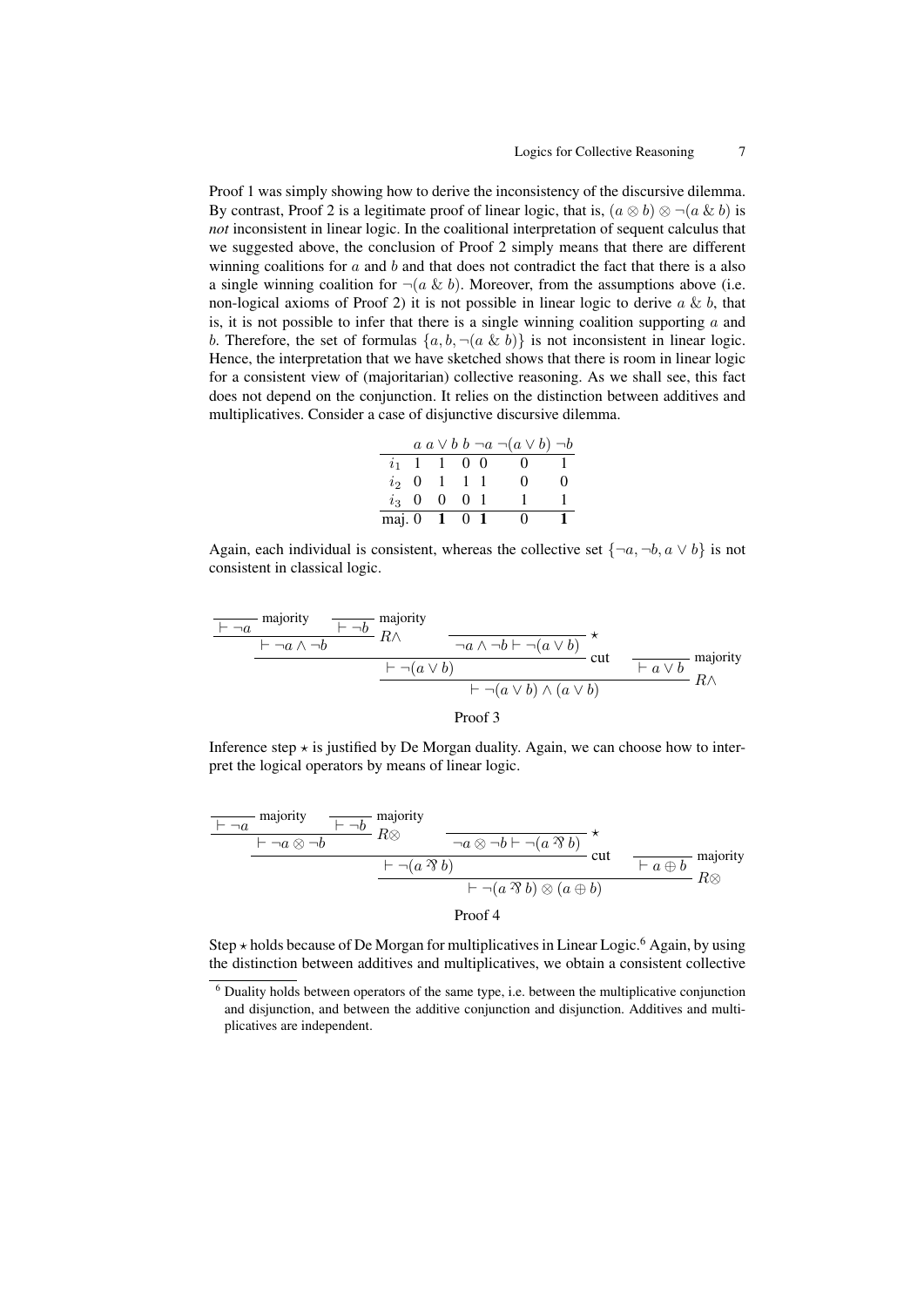Proof 1 was simply showing how to derive the inconsistency of the discursive dilemma. By contrast, Proof 2 is a legitimate proof of linear logic, that is, $(a \otimes b) \otimes \neg(a \,\&\, b)$ is *not* inconsistent in linear logic. In the coalitional interpretation of sequent calculus that we suggested above, the conclusion of Proof 2 simply means that there are different winning coalitions for $a$ and $b$ and that does not contradict the fact that there is a also a single winning coalition for $\neg(a \,\&\, b)$. Moreover, from the assumptions above (i.e. non-logical axioms of Proof 2) it is not possible in linear logic to derive $a \,\&\, b$, that is, it is not possible to infer that there is a single winning coalition supporting $a$ and $b$. Therefore, the set of formulas $\{a, b, \neg(a \,\&\, b)\}$ is not inconsistent in linear logic. Hence, the interpretation that we have sketched shows that there is room in linear logic for a consistent view of (majoritarian) collective reasoning. As we shall see, this fact does not depend on the conjunction. It relies on the distinction between additives and multiplicatives. Consider a case of disjunctive discursive dilemma.

| | $a$ | $a \vee b$ | $b$ | $\neg a$ | $\neg(a \vee b)$ | $\neg b$ |
|---|---|---|---|---|---|---|
| $i_1$ | 1 | 1 | 0 | 0 | 0 | 1 |
| $i_2$ | 0 | 1 | 1 | 1 | 0 | 0 |
| $i_3$ | 0 | 0 | 0 | 1 | 1 | 1 |
| maj. | 0 | **1** | 0 | **1** | 0 | **1** |

Again, each individual is consistent, whereas the collective set $\{\neg a, \neg b, a \vee b\}$ is not consistent in classical logic.

$$
\dfrac{\dfrac{\dfrac{}{\vdash \neg a}\text{ majority} \quad \dfrac{}{\vdash \neg b}\text{ majority}}{\vdash \neg a \wedge \neg b}\, R\wedge \qquad \dfrac{}{\neg a \wedge \neg b \vdash \neg(a \vee b)}\,\star}{\vdash \neg(a \vee b)}\,\text{cut} \qquad \dfrac{}{\vdash a \vee b}\text{ majority}
$$
$$
\dfrac{\vdash \neg(a \vee b) \qquad \vdash a \vee b}{\vdash \neg(a \vee b) \wedge (a \vee b)}\, R\wedge
$$

Proof 3

Inference step $\star$ is justified by De Morgan duality. Again, we can choose how to interpret the logical operators by means of linear logic.

$$
\dfrac{\dfrac{\dfrac{}{\vdash \neg a}\text{ majority} \quad \dfrac{}{\vdash \neg b}\text{ majority}}{\vdash \neg a \otimes \neg b}\, R\otimes \qquad \dfrac{}{\neg a \otimes \neg b \vdash \neg(a \parr b)}\,\star}{\vdash \neg(a \parr b)}\,\text{cut} \qquad \dfrac{}{\vdash a \oplus b}\text{ majority}
$$
$$
\dfrac{\vdash \neg(a \parr b) \qquad \vdash a \oplus b}{\vdash \neg(a \parr b) \otimes (a \oplus b)}\, R\otimes
$$

Proof 4

Step $\star$ holds because of De Morgan for multiplicatives in Linear Logic.[6] Again, by using the distinction between additives and multiplicatives, we obtain a consistent collective

[6] Duality holds between operators of the same type, i.e. between the multiplicative conjunction and disjunction, and between the additive conjunction and disjunction. Additives and multiplicatives are independent.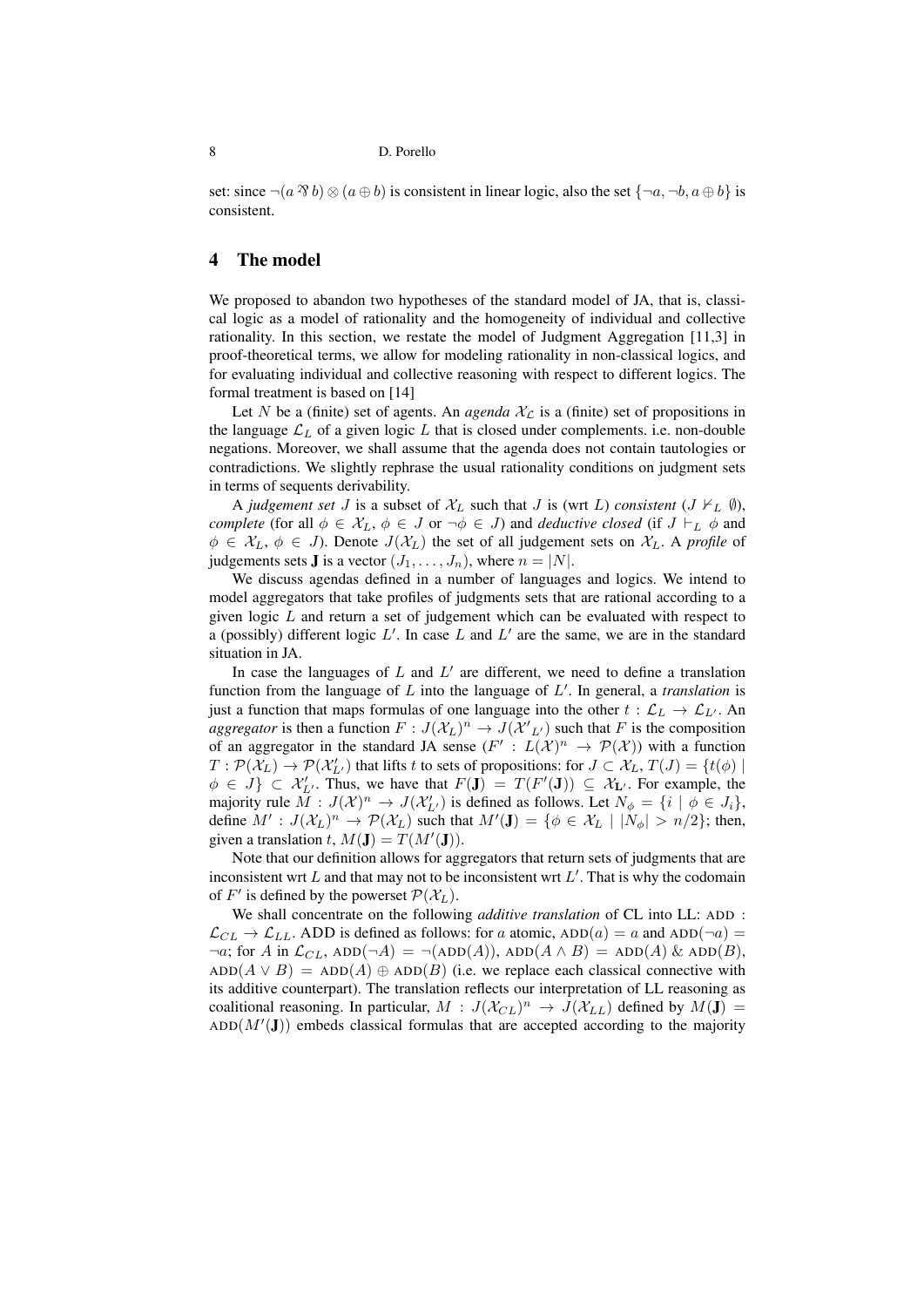set: since $\neg(a \parr b) \otimes (a \oplus b)$ is consistent in linear logic, also the set $\{\neg a, \neg b, a \oplus b\}$ is consistent.

## 4 The model

We proposed to abandon two hypotheses of the standard model of JA, that is, classical logic as a model of rationality and the homogeneity of individual and collective rationality. In this section, we restate the model of Judgment Aggregation [11,3] in proof-theoretical terms, we allow for modeling rationality in non-classical logics, and for evaluating individual and collective reasoning with respect to different logics. The formal treatment is based on [14]

Let $N$ be a (finite) set of agents. An *agenda* $\mathcal{X}_{\mathcal{L}}$ is a (finite) set of propositions in the language $\mathcal{L}_L$ of a given logic $L$ that is closed under complements. i.e. non-double negations. Moreover, we shall assume that the agenda does not contain tautologies or contradictions. We slightly rephrase the usual rationality conditions on judgment sets in terms of sequents derivability.

A *judgement set* $J$ is a subset of $\mathcal{X}_L$ such that $J$ is (wrt $L$) *consistent* ($J \nvdash_L \emptyset$), *complete* (for all $\phi \in \mathcal{X}_L$, $\phi \in J$ or $\neg\phi \in J$) and *deductive closed* (if $J \vdash_L \phi$ and $\phi \in \mathcal{X}_L$, $\phi \in J$). Denote $J(\mathcal{X}_L)$ the set of all judgement sets on $\mathcal{X}_L$. A *profile* of judgements sets $\mathbf{J}$ is a vector $(J_1, \dots, J_n)$, where $n = |N|$.

We discuss agendas defined in a number of languages and logics. We intend to model aggregators that take profiles of judgments sets that are rational according to a given logic $L$ and return a set of judgement which can be evaluated with respect to a (possibly) different logic $L'$. In case $L$ and $L'$ are the same, we are in the standard situation in JA.

In case the languages of $L$ and $L'$ are different, we need to define a translation function from the language of $L$ into the language of $L'$. In general, a *translation* is just a function that maps formulas of one language into the other $t : \mathcal{L}_L \to \mathcal{L}_{L'}$. An *aggregator* is then a function $F : J(\mathcal{X}_L)^n \to J(\mathcal{X'}_{L'})$ such that $F$ is the composition of an aggregator in the standard JA sense ($F' : L(\mathcal{X})^n \to \mathcal{P}(\mathcal{X})$) with a function $T : \mathcal{P}(\mathcal{X}_L) \to \mathcal{P}(\mathcal{X}'_{L'})$ that lifts $t$ to sets of propositions: for $J \subset \mathcal{X}_L$, $T(J) = \{t(\phi) \mid \phi \in J\} \subset \mathcal{X}'_{L'}$. Thus, we have that $F(\mathbf{J}) = T(F'(\mathbf{J})) \subseteq \mathcal{X}_{\mathbf{L}'}$. For example, the majority rule $M : J(\mathcal{X})^n \to J(\mathcal{X}'_{L'})$ is defined as follows. Let $N_\phi = \{i \mid \phi \in J_i\}$, define $M' : J(\mathcal{X}_L)^n \to \mathcal{P}(\mathcal{X}_L)$ such that $M'(\mathbf{J}) = \{\phi \in \mathcal{X}_L \mid |N_\phi| > n/2\}$; then, given a translation $t$, $M(\mathbf{J}) = T(M'(\mathbf{J}))$.

Note that our definition allows for aggregators that return sets of judgments that are inconsistent wrt $L$ and that may not to be inconsistent wrt $L'$. That is why the codomain of $F'$ is defined by the powerset $\mathcal{P}(\mathcal{X}_L)$.

We shall concentrate on the following *additive translation* of CL into LL: ADD : $\mathcal{L}_{CL} \to \mathcal{L}_{LL}$. ADD is defined as follows: for $a$ atomic, $\text{ADD}(a) = a$ and $\text{ADD}(\neg a) = \neg a$; for $A$ in $\mathcal{L}_{CL}$, $\text{ADD}(\neg A) = \neg(\text{ADD}(A))$, $\text{ADD}(A \wedge B) = \text{ADD}(A) \,\&\, \text{ADD}(B)$, $\text{ADD}(A \vee B) = \text{ADD}(A) \oplus \text{ADD}(B)$ (i.e. we replace each classical connective with its additive counterpart). The translation reflects our interpretation of LL reasoning as coalitional reasoning. In particular, $M : J(\mathcal{X}_{CL})^n \to J(\mathcal{X}_{LL})$ defined by $M(\mathbf{J}) = \text{ADD}(M'(\mathbf{J}))$ embeds classical formulas that are accepted according to the majority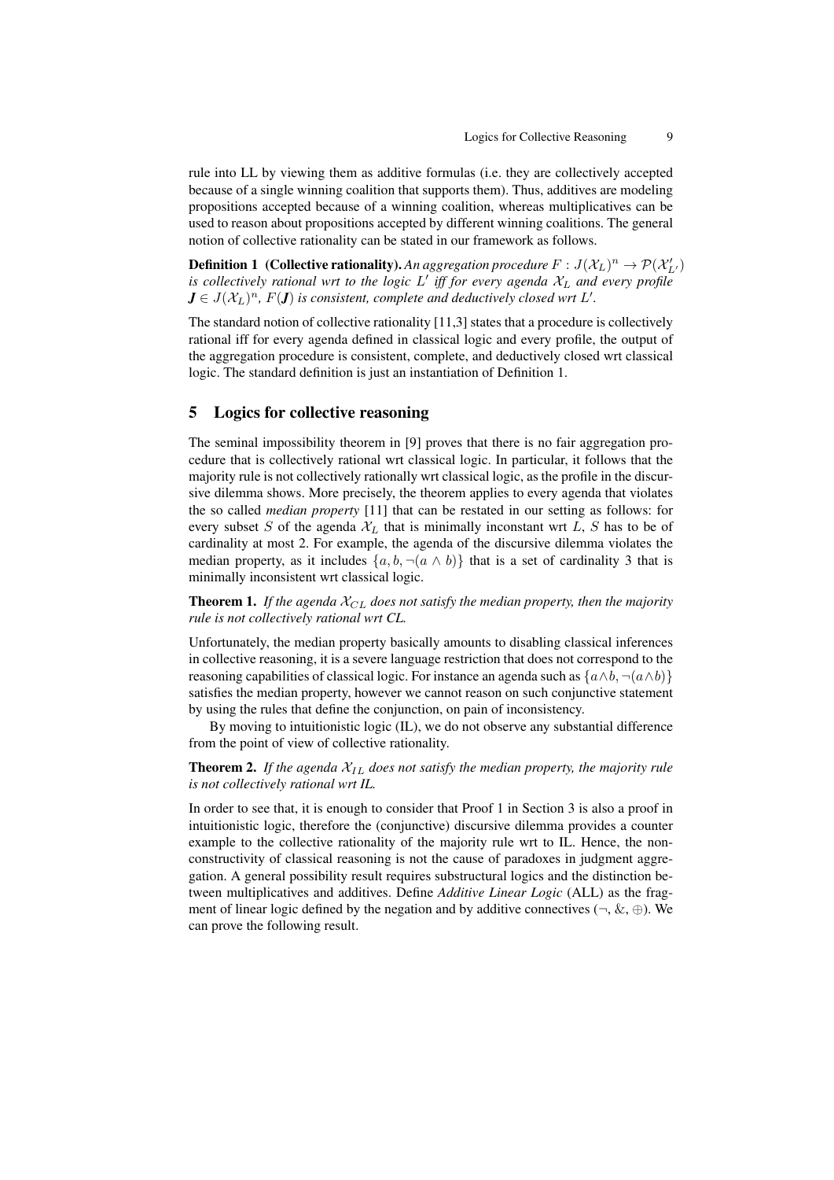rule into LL by viewing them as additive formulas (i.e. they are collectively accepted because of a single winning coalition that supports them). Thus, additives are modeling propositions accepted because of a winning coalition, whereas multiplicatives can be used to reason about propositions accepted by different winning coalitions. The general notion of collective rationality can be stated in our framework as follows.

**Definition 1 (Collective rationality).** *An aggregation procedure $F : J(\mathcal{X}_L)^n \rightarrow \mathcal{P}(\mathcal{X}'_{L'})$ is collectively rational wrt to the logic $L'$ iff for every agenda $\mathcal{X}_L$ and every profile $\boldsymbol{J} \in J(\mathcal{X}_L)^n$, $F(\boldsymbol{J})$ is consistent, complete and deductively closed wrt $L'$.*

The standard notion of collective rationality [11,3] states that a procedure is collectively rational iff for every agenda defined in classical logic and every profile, the output of the aggregation procedure is consistent, complete, and deductively closed wrt classical logic. The standard definition is just an instantiation of Definition 1.

## 5 Logics for collective reasoning

The seminal impossibility theorem in [9] proves that there is no fair aggregation procedure that is collectively rational wrt classical logic. In particular, it follows that the majority rule is not collectively rationally wrt classical logic, as the profile in the discursive dilemma shows. More precisely, the theorem applies to every agenda that violates the so called *median property* [11] that can be restated in our setting as follows: for every subset $S$ of the agenda $\mathcal{X}_L$ that is minimally inconstant wrt $L$, $S$ has to be of cardinality at most 2. For example, the agenda of the discursive dilemma violates the median property, as it includes $\{a, b, \neg(a \wedge b)\}$ that is a set of cardinality 3 that is minimally inconsistent wrt classical logic.

**Theorem 1.** *If the agenda $\mathcal{X}_{CL}$ does not satisfy the median property, then the majority rule is not collectively rational wrt CL.*

Unfortunately, the median property basically amounts to disabling classical inferences in collective reasoning, it is a severe language restriction that does not correspond to the reasoning capabilities of classical logic. For instance an agenda such as $\{a \wedge b, \neg(a \wedge b)\}$ satisfies the median property, however we cannot reason on such conjunctive statement by using the rules that define the conjunction, on pain of inconsistency.

By moving to intuitionistic logic (IL), we do not observe any substantial difference from the point of view of collective rationality.

**Theorem 2.** *If the agenda $\mathcal{X}_{IL}$ does not satisfy the median property, the majority rule is not collectively rational wrt IL.*

In order to see that, it is enough to consider that Proof 1 in Section 3 is also a proof in intuitionistic logic, therefore the (conjunctive) discursive dilemma provides a counter example to the collective rationality of the majority rule wrt to IL. Hence, the non-constructivity of classical reasoning is not the cause of paradoxes in judgment aggregation. A general possibility result requires substructural logics and the distinction between multiplicatives and additives. Define *Additive Linear Logic* (ALL) as the fragment of linear logic defined by the negation and by additive connectives ($\neg$, $\&$, $\oplus$). We can prove the following result.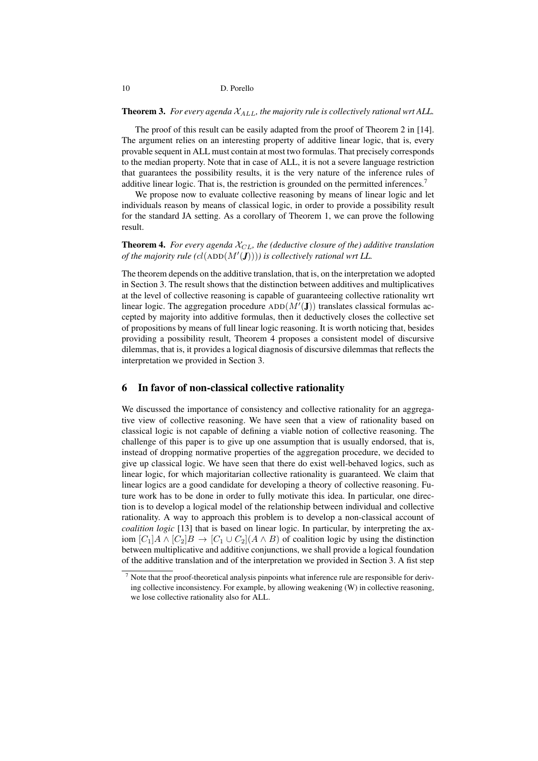**Theorem 3.** *For every agenda $\mathcal{X}_{ALL}$, the majority rule is collectively rational wrt ALL.*

The proof of this result can be easily adapted from the proof of Theorem 2 in [14]. The argument relies on an interesting property of additive linear logic, that is, every provable sequent in ALL must contain at most two formulas. That precisely corresponds to the median property. Note that in case of ALL, it is not a severe language restriction that guarantees the possibility results, it is the very nature of the inference rules of additive linear logic. That is, the restriction is grounded on the permitted inferences.[7]

We propose now to evaluate collective reasoning by means of linear logic and let individuals reason by means of classical logic, in order to provide a possibility result for the standard JA setting. As a corollary of Theorem 1, we can prove the following result.

**Theorem 4.** *For every agenda $\mathcal{X}_{CL}$, the (deductive closure of the) additive translation of the majority rule ($cl(\text{ADD}(M'(\boldsymbol{J})))$) is collectively rational wrt LL.*

The theorem depends on the additive translation, that is, on the interpretation we adopted in Section 3. The result shows that the distinction between additives and multiplicatives at the level of collective reasoning is capable of guaranteeing collective rationality wrt linear logic. The aggregation procedure $\text{ADD}(M'(\mathbf{J}))$ translates classical formulas accepted by majority into additive formulas, then it deductively closes the collective set of propositions by means of full linear logic reasoning. It is worth noticing that, besides providing a possibility result, Theorem 4 proposes a consistent model of discursive dilemmas, that is, it provides a logical diagnosis of discursive dilemmas that reflects the interpretation we provided in Section 3.

## 6 In favor of non-classical collective rationality

We discussed the importance of consistency and collective rationality for an aggregative view of collective reasoning. We have seen that a view of rationality based on classical logic is not capable of defining a viable notion of collective reasoning. The challenge of this paper is to give up one assumption that is usually endorsed, that is, instead of dropping normative properties of the aggregation procedure, we decided to give up classical logic. We have seen that there do exist well-behaved logics, such as linear logic, for which majoritarian collective rationality is guaranteed. We claim that linear logics are a good candidate for developing a theory of collective reasoning. Future work has to be done in order to fully motivate this idea. In particular, one direction is to develop a logical model of the relationship between individual and collective rationality. A way to approach this problem is to develop a non-classical account of *coalition logic* [13] that is based on linear logic. In particular, by interpreting the axiom $[C_1]A \wedge [C_2]B \rightarrow [C_1 \cup C_2](A \wedge B)$ of coalition logic by using the distinction between multiplicative and additive conjunctions, we shall provide a logical foundation of the additive translation and of the interpretation we provided in Section 3. A fist step

[7] Note that the proof-theoretical analysis pinpoints what inference rule are responsible for deriving collective inconsistency. For example, by allowing weakening (W) in collective reasoning, we lose collective rationality also for ALL.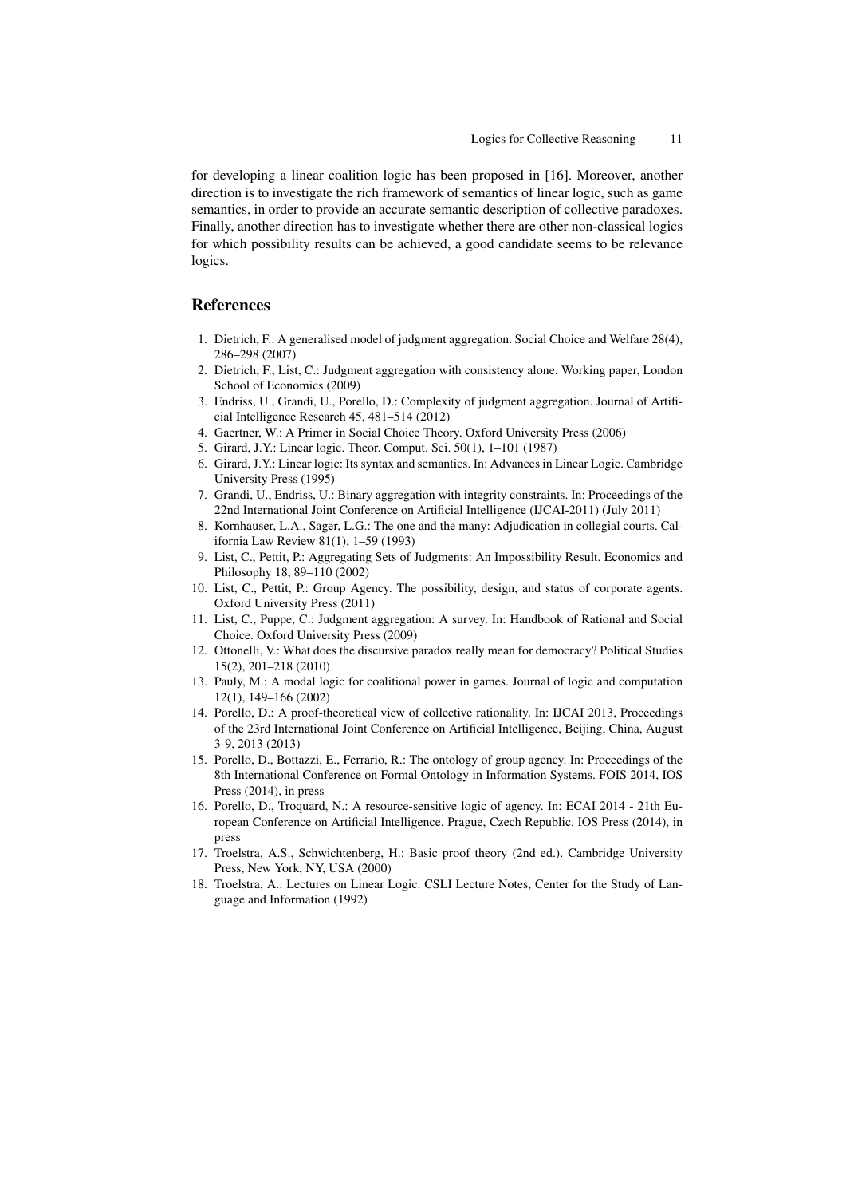for developing a linear coalition logic has been proposed in [16]. Moreover, another direction is to investigate the rich framework of semantics of linear logic, such as game semantics, in order to provide an accurate semantic description of collective paradoxes. Finally, another direction has to investigate whether there are other non-classical logics for which possibility results can be achieved, a good candidate seems to be relevance logics.

## References

1. Dietrich, F.: A generalised model of judgment aggregation. Social Choice and Welfare 28(4), 286–298 (2007)
2. Dietrich, F., List, C.: Judgment aggregation with consistency alone. Working paper, London School of Economics (2009)
3. Endriss, U., Grandi, U., Porello, D.: Complexity of judgment aggregation. Journal of Artificial Intelligence Research 45, 481–514 (2012)
4. Gaertner, W.: A Primer in Social Choice Theory. Oxford University Press (2006)
5. Girard, J.Y.: Linear logic. Theor. Comput. Sci. 50(1), 1–101 (1987)
6. Girard, J.Y.: Linear logic: Its syntax and semantics. In: Advances in Linear Logic. Cambridge University Press (1995)
7. Grandi, U., Endriss, U.: Binary aggregation with integrity constraints. In: Proceedings of the 22nd International Joint Conference on Artificial Intelligence (IJCAI-2011) (July 2011)
8. Kornhauser, L.A., Sager, L.G.: The one and the many: Adjudication in collegial courts. California Law Review 81(1), 1–59 (1993)
9. List, C., Pettit, P.: Aggregating Sets of Judgments: An Impossibility Result. Economics and Philosophy 18, 89–110 (2002)
10. List, C., Pettit, P.: Group Agency. The possibility, design, and status of corporate agents. Oxford University Press (2011)
11. List, C., Puppe, C.: Judgment aggregation: A survey. In: Handbook of Rational and Social Choice. Oxford University Press (2009)
12. Ottonelli, V.: What does the discursive paradox really mean for democracy? Political Studies 15(2), 201–218 (2010)
13. Pauly, M.: A modal logic for coalitional power in games. Journal of logic and computation 12(1), 149–166 (2002)
14. Porello, D.: A proof-theoretical view of collective rationality. In: IJCAI 2013, Proceedings of the 23rd International Joint Conference on Artificial Intelligence, Beijing, China, August 3-9, 2013 (2013)
15. Porello, D., Bottazzi, E., Ferrario, R.: The ontology of group agency. In: Proceedings of the 8th International Conference on Formal Ontology in Information Systems. FOIS 2014, IOS Press (2014), in press
16. Porello, D., Troquard, N.: A resource-sensitive logic of agency. In: ECAI 2014 - 21th European Conference on Artificial Intelligence. Prague, Czech Republic. IOS Press (2014), in press
17. Troelstra, A.S., Schwichtenberg, H.: Basic proof theory (2nd ed.). Cambridge University Press, New York, NY, USA (2000)
18. Troelstra, A.: Lectures on Linear Logic. CSLI Lecture Notes, Center for the Study of Language and Information (1992)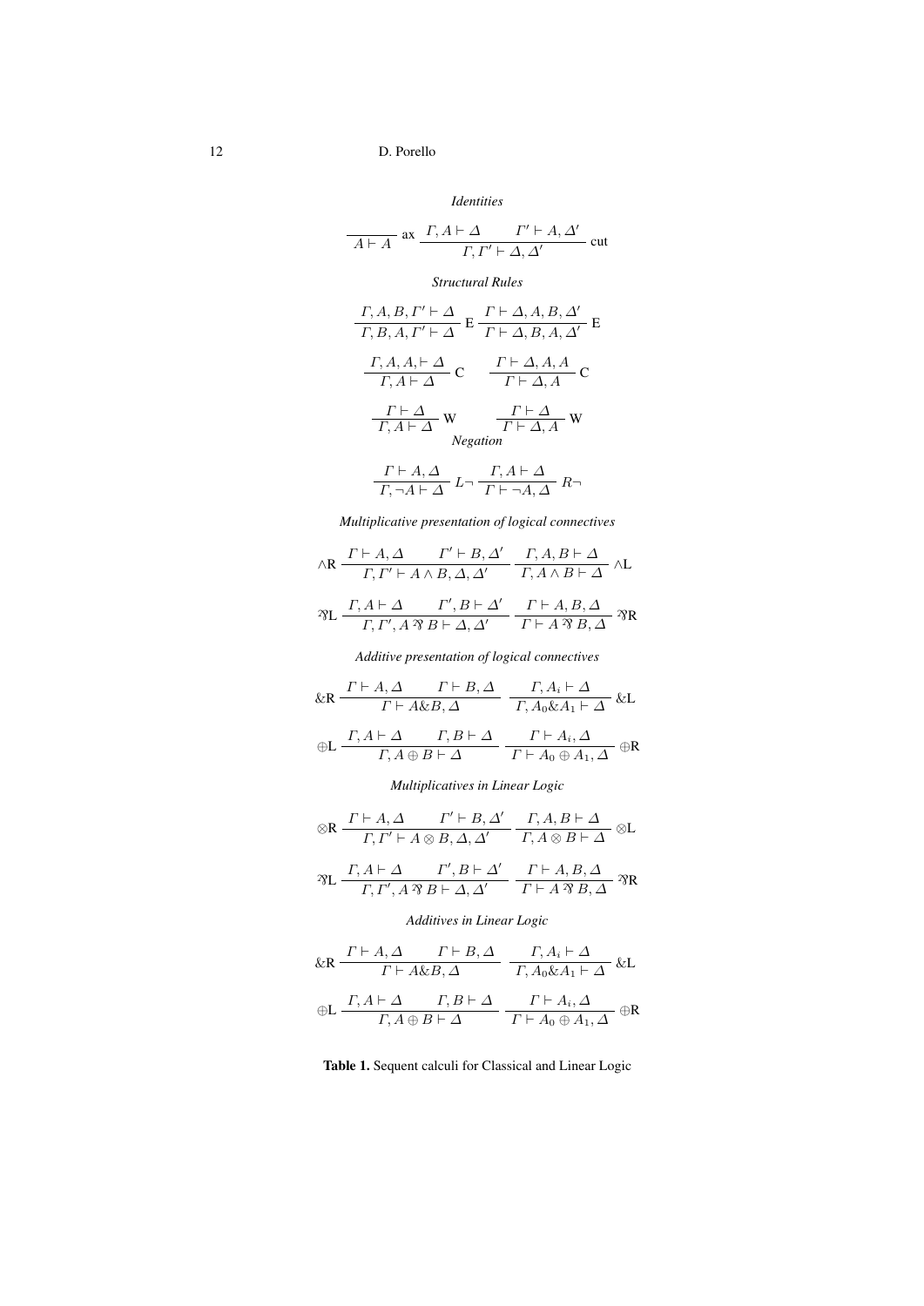*Identities*

$$\frac{}{A \vdash A}\ \text{ax} \quad \frac{\Gamma, A \vdash \Delta \qquad \Gamma' \vdash A, \Delta'}{\Gamma, \Gamma' \vdash \Delta, \Delta'}\ \text{cut}$$

*Structural Rules*

$$\frac{\Gamma, A, B, \Gamma' \vdash \Delta}{\Gamma, B, A, \Gamma' \vdash \Delta}\ \text{E} \quad \frac{\Gamma \vdash \Delta, A, B, \Delta'}{\Gamma \vdash \Delta, B, A, \Delta'}\ \text{E}$$

$$\frac{\Gamma, A, A, \vdash \Delta}{\Gamma, A \vdash \Delta}\ \text{C} \qquad \frac{\Gamma \vdash \Delta, A, A}{\Gamma \vdash \Delta, A}\ \text{C}$$

$$\frac{\Gamma \vdash \Delta}{\Gamma, A \vdash \Delta}\ \text{W} \qquad \frac{\Gamma \vdash \Delta}{\Gamma \vdash \Delta, A}\ \text{W}$$

*Negation*

$$\frac{\Gamma \vdash A, \Delta}{\Gamma, \neg A \vdash \Delta}\ L\neg \quad \frac{\Gamma, A \vdash \Delta}{\Gamma \vdash \neg A, \Delta}\ R\neg$$

*Multiplicative presentation of logical connectives*

$$\wedge\text{R}\ \frac{\Gamma \vdash A, \Delta \qquad \Gamma' \vdash B, \Delta'}{\Gamma, \Gamma' \vdash A \wedge B, \Delta, \Delta'} \quad \frac{\Gamma, A, B \vdash \Delta}{\Gamma, A \wedge B \vdash \Delta}\ \wedge\text{L}$$

$$⅋\text{L}\ \frac{\Gamma, A \vdash \Delta \qquad \Gamma', B \vdash \Delta'}{\Gamma, \Gamma', A ⅋ B \vdash \Delta, \Delta'} \quad \frac{\Gamma \vdash A, B, \Delta}{\Gamma \vdash A ⅋ B, \Delta}\ ⅋\text{R}$$

*Additive presentation of logical connectives*

$$\&\text{R}\ \frac{\Gamma \vdash A, \Delta \qquad \Gamma \vdash B, \Delta}{\Gamma \vdash A \& B, \Delta} \quad \frac{\Gamma, A_i \vdash \Delta}{\Gamma, A_0 \& A_1 \vdash \Delta}\ \&\text{L}$$

$$\oplus\text{L}\ \frac{\Gamma, A \vdash \Delta \qquad \Gamma, B \vdash \Delta}{\Gamma, A \oplus B \vdash \Delta} \quad \frac{\Gamma \vdash A_i, \Delta}{\Gamma \vdash A_0 \oplus A_1, \Delta}\ \oplus\text{R}$$

*Multiplicatives in Linear Logic*

$$\otimes\text{R}\ \frac{\Gamma \vdash A, \Delta \qquad \Gamma' \vdash B, \Delta'}{\Gamma, \Gamma' \vdash A \otimes B, \Delta, \Delta'} \quad \frac{\Gamma, A, B \vdash \Delta}{\Gamma, A \otimes B \vdash \Delta}\ \otimes\text{L}$$

$$⅋\text{L}\ \frac{\Gamma, A \vdash \Delta \qquad \Gamma', B \vdash \Delta'}{\Gamma, \Gamma', A ⅋ B \vdash \Delta, \Delta'} \quad \frac{\Gamma \vdash A, B, \Delta}{\Gamma \vdash A ⅋ B, \Delta}\ ⅋\text{R}$$

*Additives in Linear Logic*

$$\&\text{R}\ \frac{\Gamma \vdash A, \Delta \qquad \Gamma \vdash B, \Delta}{\Gamma \vdash A \& B, \Delta} \quad \frac{\Gamma, A_i \vdash \Delta}{\Gamma, A_0 \& A_1 \vdash \Delta}\ \&\text{L}$$

$$\oplus\text{L}\ \frac{\Gamma, A \vdash \Delta \qquad \Gamma, B \vdash \Delta}{\Gamma, A \oplus B \vdash \Delta} \quad \frac{\Gamma \vdash A_i, \Delta}{\Gamma \vdash A_0 \oplus A_1, \Delta}\ \oplus\text{R}$$

**Table 1.** Sequent calculi for Classical and Linear Logic